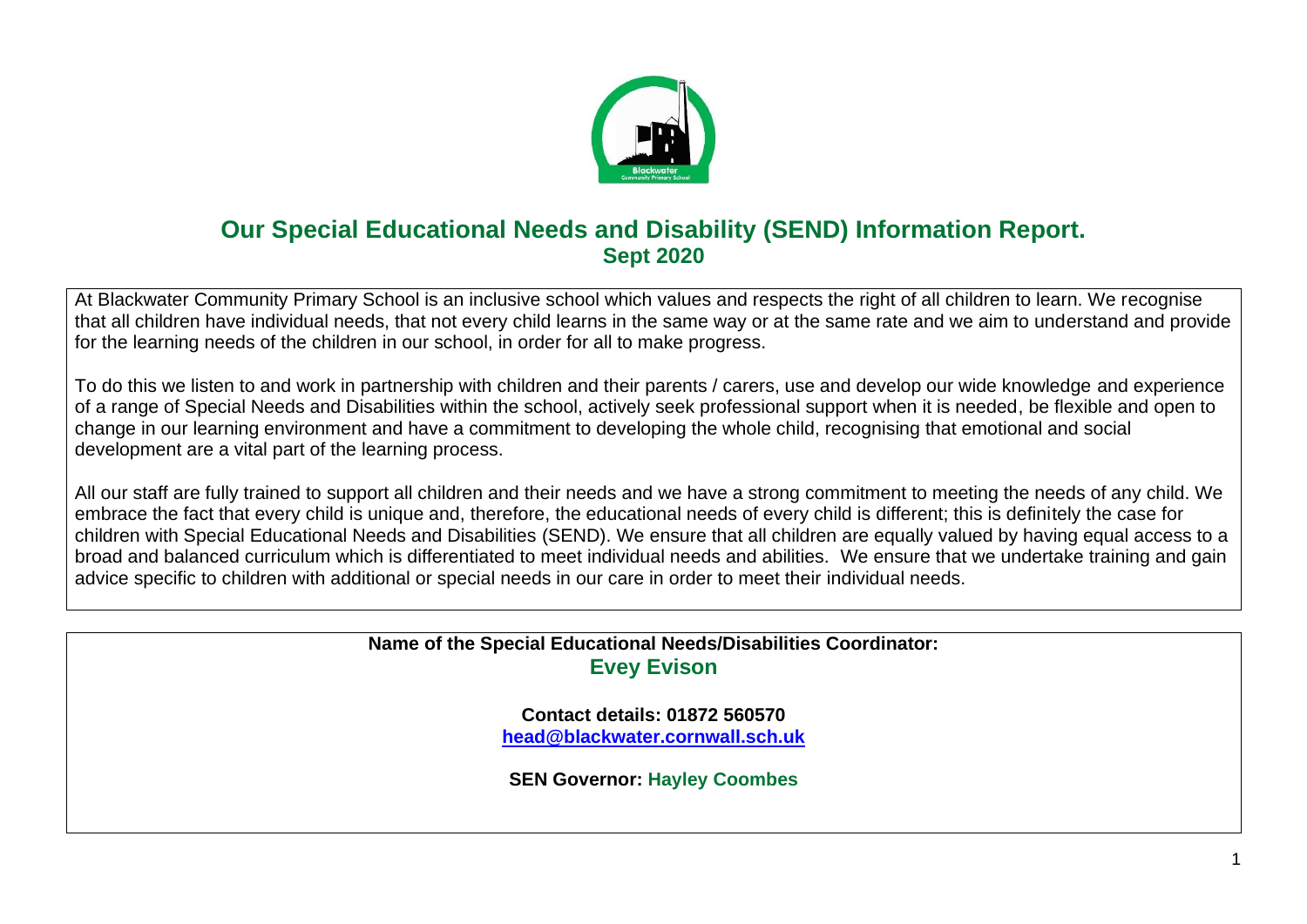# Our Special Educational Needs and Disability (SEND) Information Report.

## Sept 2020

At Blackwater Community Primary School is an inclusive school which values and respects the right of all children to learn. We recognise that all children have individual needs, that not every child learns in the same way or at the same rate and we aim to understand and provide for the learning needs of the children in our school, in order for all to make progress.

To do this we listen to and work in partnership with children and their parents / carers, use and develop our wide knowledge and experience of a range of Special Needs and Disabilities within the school, actively seek professional support when it is needed, be flexible and open to change in our learning environment and have a commitment to developing the whole child, recognising that emotional and social development are a vital part of the learning process.

All our staff are fully trained to support all children and their needs and we have a strong commitment to meeting the needs of any child. We embrace the fact that every child is unique and, therefore, the educational needs of every child is different; this is definitely the case for children with Special Educational Needs and Disabilities (SEND). We ensure that all children are equally valued by having equal access to a broad and balanced curriculum which is differentiated to meet individual needs and abilities. We ensure that we undertake training and gain advice specific to children with additional or special needs in our care in order to meet their individual needs.

**Name of the Special Educational Needs/Disabilities Coordinator:**
**Evey Evison**

**Contact details: 01872 560570**
**head@blackwater.cornwall.sch.uk**

**SEN Governor: Hayley Coombes**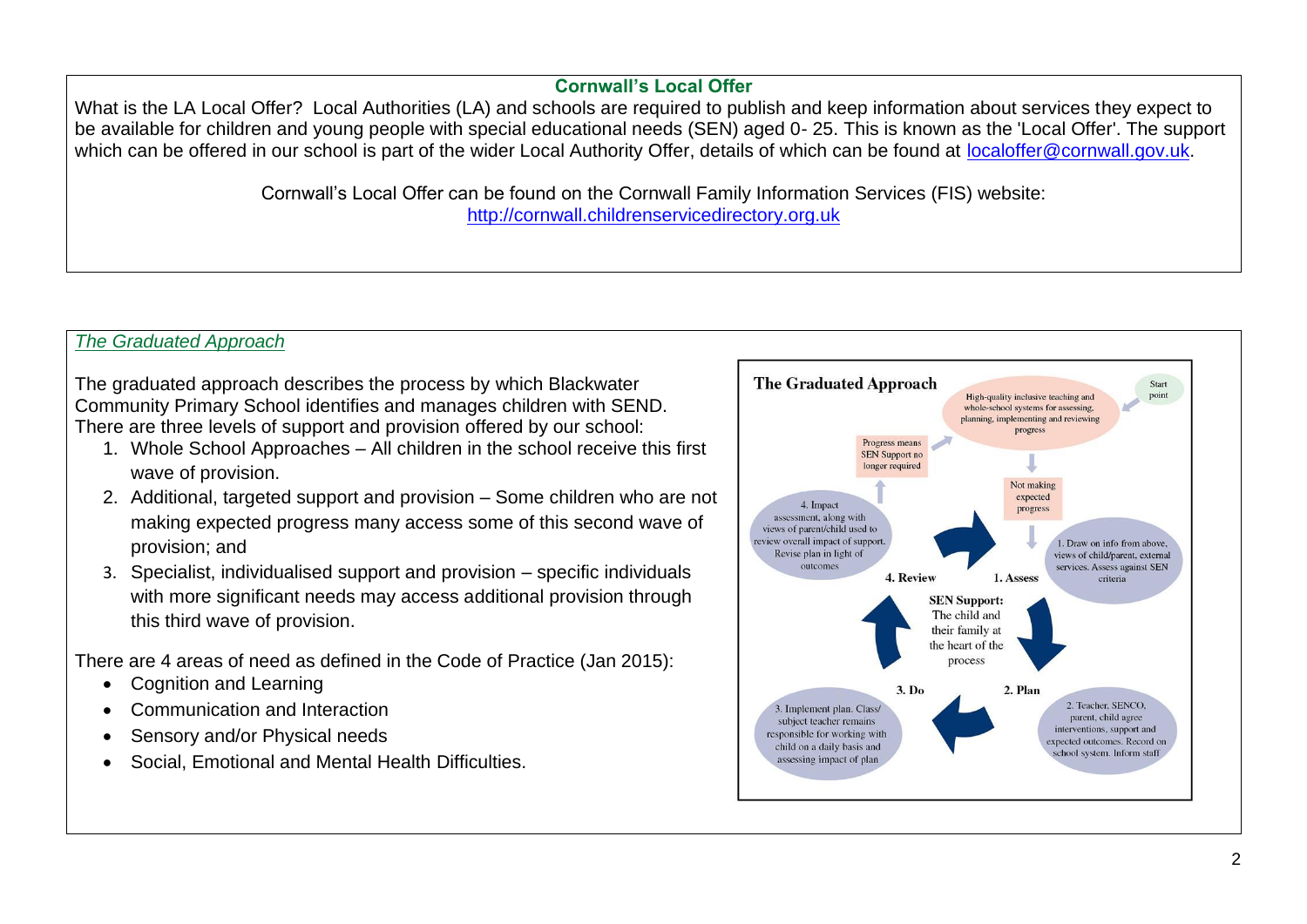## Cornwall's Local Offer

What is the LA Local Offer? Local Authorities (LA) and schools are required to publish and keep information about services they expect to be available for children and young people with special educational needs (SEN) aged 0- 25. This is known as the 'Local Offer'. The support which can be offered in our school is part of the wider Local Authority Offer, details of which can be found at localoffer@cornwall.gov.uk.

Cornwall's Local Offer can be found on the Cornwall Family Information Services (FIS) website:
http://cornwall.childrenservicedirectory.org.uk

## *The Graduated Approach*

The graduated approach describes the process by which Blackwater Community Primary School identifies and manages children with SEND. There are three levels of support and provision offered by our school:

1. Whole School Approaches – All children in the school receive this first wave of provision.
2. Additional, targeted support and provision – Some children who are not making expected progress many access some of this second wave of provision; and
3. Specialist, individualised support and provision – specific individuals with more significant needs may access additional provision through this third wave of provision.

There are 4 areas of need as defined in the Code of Practice (Jan 2015):

- Cognition and Learning
- Communication and Interaction
- Sensory and/or Physical needs
- Social, Emotional and Mental Health Difficulties.

**The Graduated Approach**

Start point

High-quality inclusive teaching and whole-school systems for assessing, planning, implementing and reviewing progress

Not making expected progress

Progress means SEN Support no longer required

1. Assess – 1. Draw on info from above, views of child/parent, external services. Assess against SEN criteria

2. Plan – 2. Teacher, SENCO, parent, child agree interventions, support and expected outcomes. Record on school system. Inform staff

3. Do – 3. Implement plan. Class/ subject teacher remains responsible for working with child on a daily basis and assessing impact of plan

4. Review – 4. Impact assessment, along with views of parent/child used to review overall impact of support. Revise plan in light of outcomes

**SEN Support:** The child and their family at the heart of the process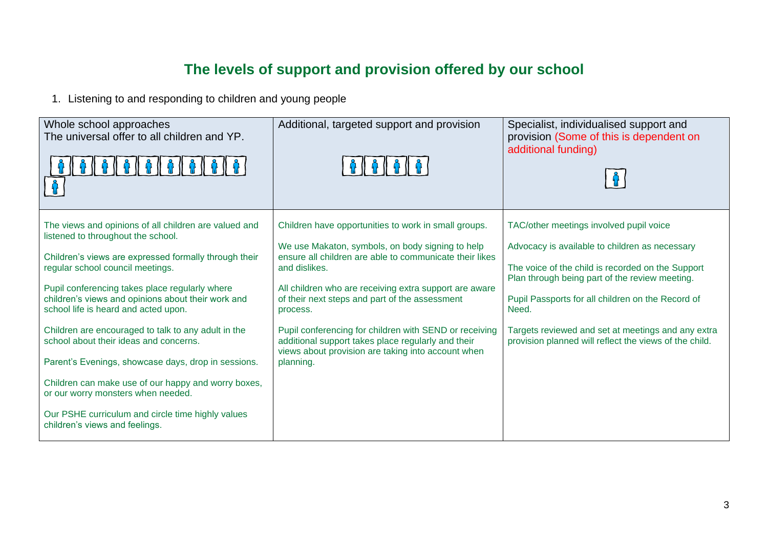# The levels of support and provision offered by our school

1. Listening to and responding to children and young people

| Whole school approaches<br>The universal offer to all children and YP. | Additional, targeted support and provision | Specialist, individualised support and provision (Some of this is dependent on additional funding) |
|---|---|---|
| The views and opinions of all children are valued and listened to throughout the school.<br><br>Children's views are expressed formally through their regular school council meetings.<br><br>Pupil conferencing takes place regularly where children's views and opinions about their work and school life is heard and acted upon.<br><br>Children are encouraged to talk to any adult in the school about their ideas and concerns.<br><br>Parent's Evenings, showcase days, drop in sessions.<br><br>Children can make use of our happy and worry boxes, or our worry monsters when needed.<br><br>Our PSHE curriculum and circle time highly values children's views and feelings. | Children have opportunities to work in small groups.<br><br>We use Makaton, symbols, on body signing to help ensure all children are able to communicate their likes and dislikes.<br><br>All children who are receiving extra support are aware of their next steps and part of the assessment process.<br><br>Pupil conferencing for children with SEND or receiving additional support takes place regularly and their views about provision are taking into account when planning. | TAC/other meetings involved pupil voice<br><br>Advocacy is available to children as necessary<br><br>The voice of the child is recorded on the Support Plan through being part of the review meeting.<br><br>Pupil Passports for all children on the Record of Need.<br><br>Targets reviewed and set at meetings and any extra provision planned will reflect the views of the child. |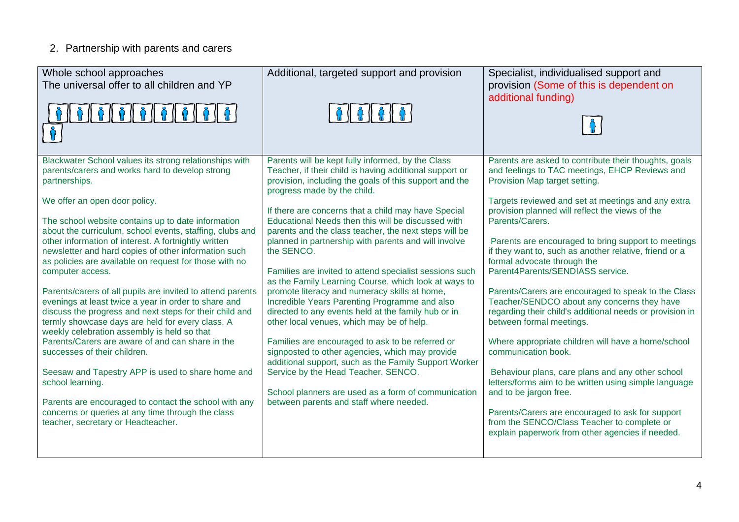## 2. Partnership with parents and carers

| Whole school approaches<br>The universal offer to all children and YP | Additional, targeted support and provision | Specialist, individualised support and provision (Some of this is dependent on additional funding) |
| --- | --- | --- |
| Blackwater School values its strong relationships with parents/carers and works hard to develop strong partnerships.<br><br>We offer an open door policy.<br><br>The school website contains up to date information about the curriculum, school events, staffing, clubs and other information of interest. A fortnightly written newsletter and hard copies of other information such as policies are available on request for those with no computer access.<br><br>Parents/carers of all pupils are invited to attend parents evenings at least twice a year in order to share and discuss the progress and next steps for their child and termly showcase days are held for every class. A weekly celebration assembly is held so that Parents/Carers are aware of and can share in the successes of their children.<br><br>Seesaw and Tapestry APP is used to share home and school learning.<br><br>Parents are encouraged to contact the school with any concerns or queries at any time through the class teacher, secretary or Headteacher. | Parents will be kept fully informed, by the Class Teacher, if their child is having additional support or provision, including the goals of this support and the progress made by the child.<br><br>If there are concerns that a child may have Special Educational Needs then this will be discussed with parents and the class teacher, the next steps will be planned in partnership with parents and will involve the SENCO.<br><br>Families are invited to attend specialist sessions such as the Family Learning Course, which look at ways to promote literacy and numeracy skills at home, Incredible Years Parenting Programme and also directed to any events held at the family hub or in other local venues, which may be of help.<br><br>Families are encouraged to ask to be referred or signposted to other agencies, which may provide additional support, such as the Family Support Worker Service by the Head Teacher, SENCO.<br><br>School planners are used as a form of communication between parents and staff where needed. | Parents are asked to contribute their thoughts, goals and feelings to TAC meetings, EHCP Reviews and Provision Map target setting.<br><br>Targets reviewed and set at meetings and any extra provision planned will reflect the views of the Parents/Carers.<br><br>Parents are encouraged to bring support to meetings if they want to, such as another relative, friend or a formal advocate through the Parent4Parents/SENDIASS service.<br><br>Parents/Carers are encouraged to speak to the Class Teacher/SENDCO about any concerns they have regarding their child's additional needs or provision in between formal meetings.<br><br>Where appropriate children will have a home/school communication book.<br><br>Behaviour plans, care plans and any other school letters/forms aim to be written using simple language and to be jargon free.<br><br>Parents/Carers are encouraged to ask for support from the SENCO/Class Teacher to complete or explain paperwork from other agencies if needed. |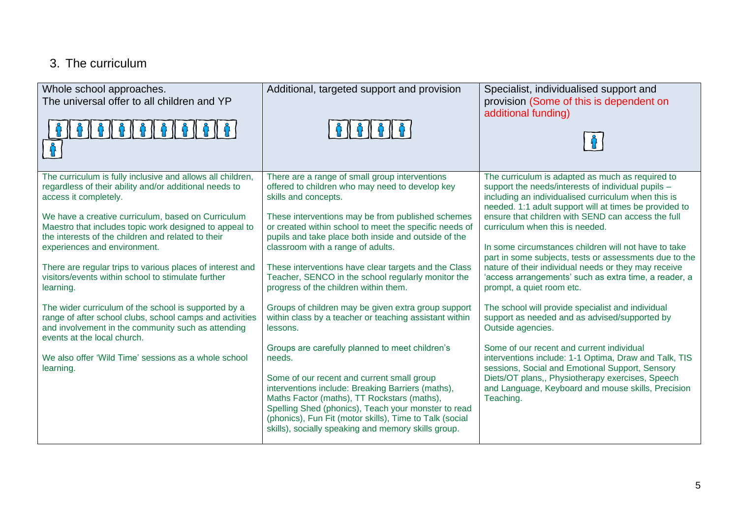## 3. The curriculum

| Whole school approaches. The universal offer to all children and YP | Additional, targeted support and provision | Specialist, individualised support and provision (Some of this is dependent on additional funding) |
| --- | --- | --- |
| The curriculum is fully inclusive and allows all children, regardless of their ability and/or additional needs to access it completely.<br><br>We have a creative curriculum, based on Curriculum Maestro that includes topic work designed to appeal to the interests of the children and related to their experiences and environment.<br><br>There are regular trips to various places of interest and visitors/events within school to stimulate further learning.<br><br>The wider curriculum of the school is supported by a range of after school clubs, school camps and activities and involvement in the community such as attending events at the local church.<br><br>We also offer 'Wild Time' sessions as a whole school learning. | There are a range of small group interventions offered to children who may need to develop key skills and concepts.<br><br>These interventions may be from published schemes or created within school to meet the specific needs of pupils and take place both inside and outside of the classroom with a range of adults.<br><br>These interventions have clear targets and the Class Teacher, SENCO in the school regularly monitor the progress of the children within them.<br><br>Groups of children may be given extra group support within class by a teacher or teaching assistant within lessons.<br><br>Groups are carefully planned to meet children's needs.<br><br>Some of our recent and current small group interventions include: Breaking Barriers (maths), Maths Factor (maths), TT Rockstars (maths), Spelling Shed (phonics), Teach your monster to read (phonics), Fun Fit (motor skills), Time to Talk (social skills), socially speaking and memory skills group. | The curriculum is adapted as much as required to support the needs/interests of individual pupils – including an individualised curriculum when this is needed. 1:1 adult support will at times be provided to ensure that children with SEND can access the full curriculum when this is needed.<br><br>In some circumstances children will not have to take part in some subjects, tests or assessments due to the nature of their individual needs or they may receive 'access arrangements' such as extra time, a reader, a prompt, a quiet room etc.<br><br>The school will provide specialist and individual support as needed and as advised/supported by Outside agencies.<br><br>Some of our recent and current individual interventions include: 1-1 Optima, Draw and Talk, TIS sessions, Social and Emotional Support, Sensory Diets/OT plans,, Physiotherapy exercises, Speech and Language, Keyboard and mouse skills, Precision Teaching. |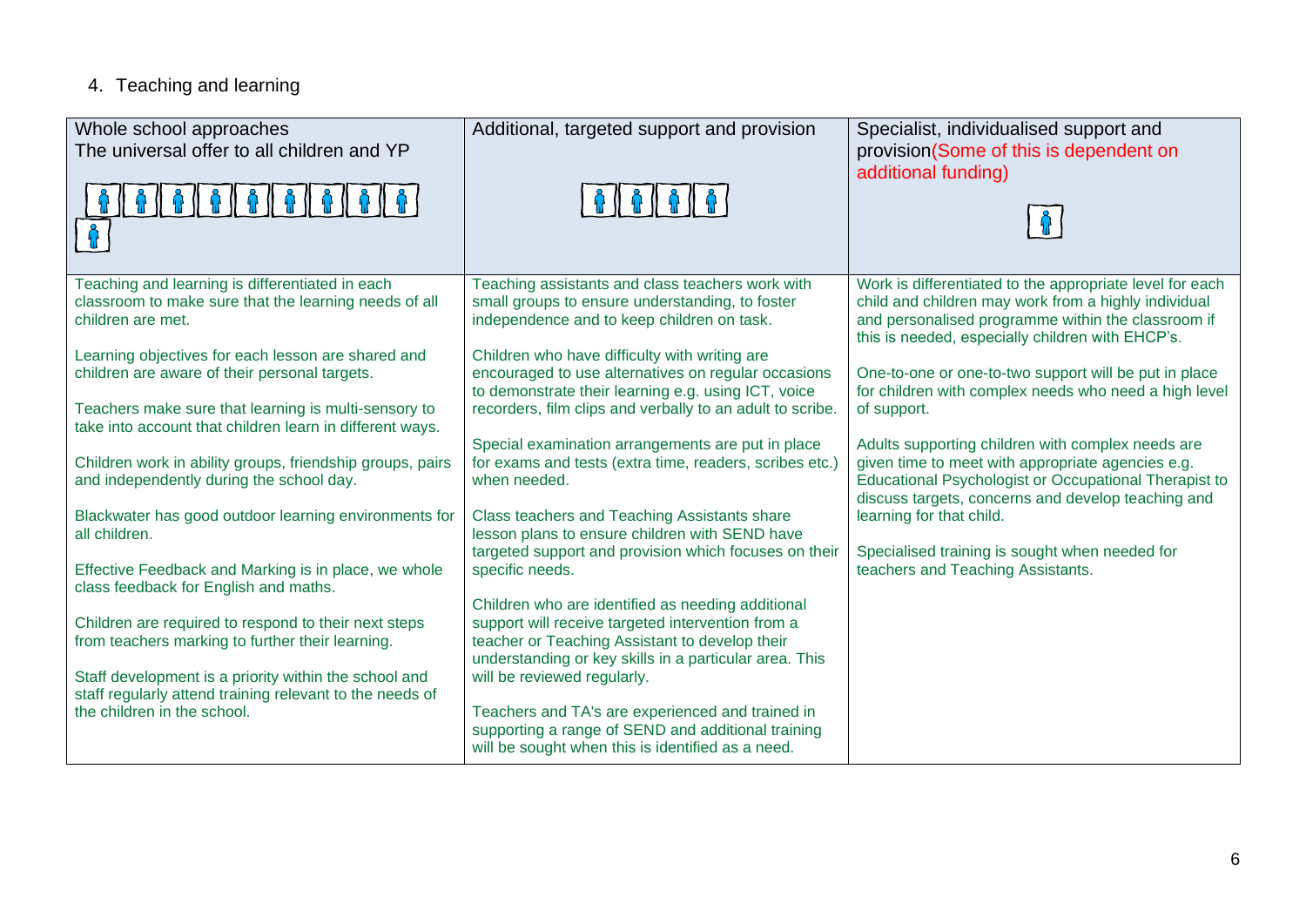## 4. Teaching and learning

| Whole school approaches<br>The universal offer to all children and YP | Additional, targeted support and provision | Specialist, individualised support and provision(Some of this is dependent on additional funding) |
|---|---|---|
| Teaching and learning is differentiated in each classroom to make sure that the learning needs of all children are met.<br><br>Learning objectives for each lesson are shared and children are aware of their personal targets.<br><br>Teachers make sure that learning is multi-sensory to take into account that children learn in different ways.<br><br>Children work in ability groups, friendship groups, pairs and independently during the school day.<br><br>Blackwater has good outdoor learning environments for all children.<br><br>Effective Feedback and Marking is in place, we whole class feedback for English and maths.<br><br>Children are required to respond to their next steps from teachers marking to further their learning.<br><br>Staff development is a priority within the school and staff regularly attend training relevant to the needs of the children in the school. | Teaching assistants and class teachers work with small groups to ensure understanding, to foster independence and to keep children on task.<br><br>Children who have difficulty with writing are encouraged to use alternatives on regular occasions to demonstrate their learning e.g. using ICT, voice recorders, film clips and verbally to an adult to scribe.<br><br>Special examination arrangements are put in place for exams and tests (extra time, readers, scribes etc.) when needed.<br><br>Class teachers and Teaching Assistants share lesson plans to ensure children with SEND have targeted support and provision which focuses on their specific needs.<br><br>Children who are identified as needing additional support will receive targeted intervention from a teacher or Teaching Assistant to develop their understanding or key skills in a particular area. This will be reviewed regularly.<br><br>Teachers and TA's are experienced and trained in supporting a range of SEND and additional training will be sought when this is identified as a need. | Work is differentiated to the appropriate level for each child and children may work from a highly individual and personalised programme within the classroom if this is needed, especially children with EHCP's.<br><br>One-to-one or one-to-two support will be put in place for children with complex needs who need a high level of support.<br><br>Adults supporting children with complex needs are given time to meet with appropriate agencies e.g. Educational Psychologist or Occupational Therapist to discuss targets, concerns and develop teaching and learning for that child.<br><br>Specialised training is sought when needed for teachers and Teaching Assistants. |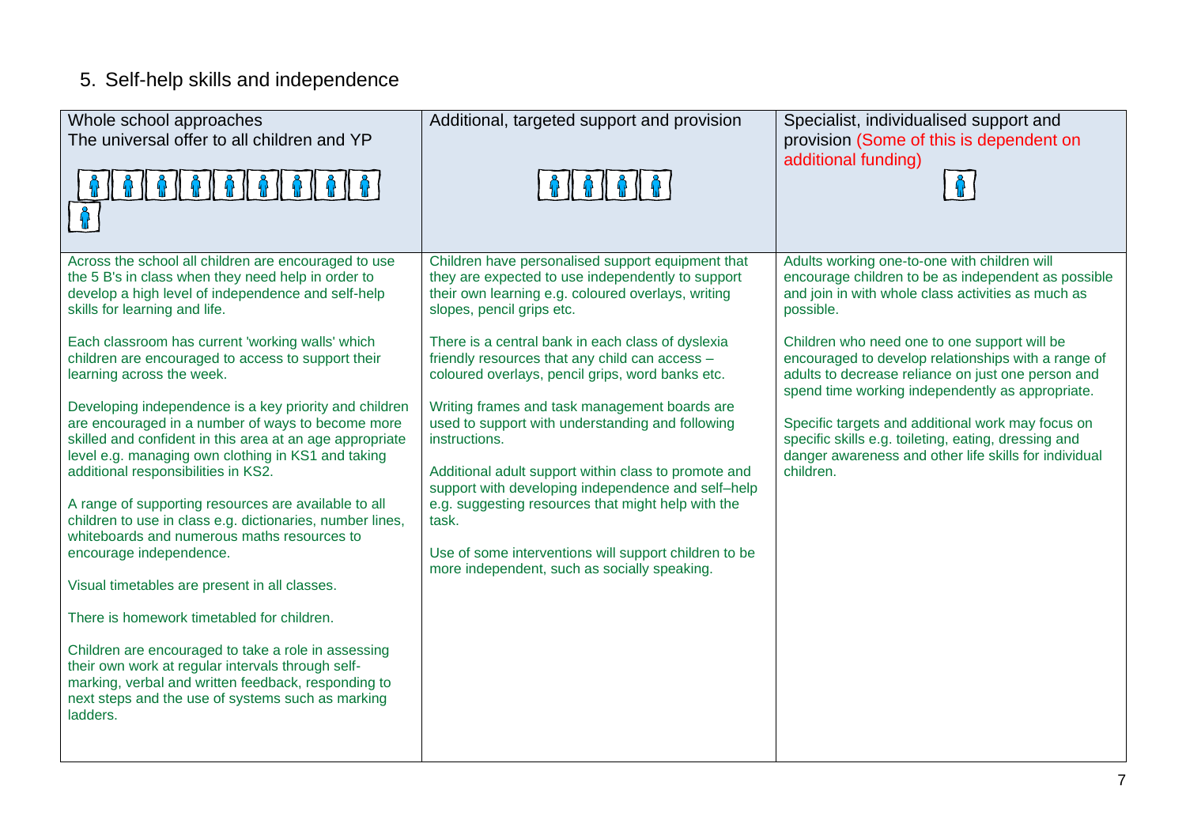## 5. Self-help skills and independence

| Whole school approaches<br>The universal offer to all children and YP | Additional, targeted support and provision | Specialist, individualised support and provision (Some of this is dependent on additional funding) |
|---|---|---|
| Across the school all children are encouraged to use the 5 B's in class when they need help in order to develop a high level of independence and self-help skills for learning and life.<br><br>Each classroom has current 'working walls' which children are encouraged to access to support their learning across the week.<br><br>Developing independence is a key priority and children are encouraged in a number of ways to become more skilled and confident in this area at an age appropriate level e.g. managing own clothing in KS1 and taking additional responsibilities in KS2.<br><br>A range of supporting resources are available to all children to use in class e.g. dictionaries, number lines, whiteboards and numerous maths resources to encourage independence.<br><br>Visual timetables are present in all classes.<br><br>There is homework timetabled for children.<br><br>Children are encouraged to take a role in assessing their own work at regular intervals through self-marking, verbal and written feedback, responding to next steps and the use of systems such as marking ladders. | Children have personalised support equipment that they are expected to use independently to support their own learning e.g. coloured overlays, writing slopes, pencil grips etc.<br><br>There is a central bank in each class of dyslexia friendly resources that any child can access – coloured overlays, pencil grips, word banks etc.<br><br>Writing frames and task management boards are used to support with understanding and following instructions.<br><br>Additional adult support within class to promote and support with developing independence and self–help e.g. suggesting resources that might help with the task.<br><br>Use of some interventions will support children to be more independent, such as socially speaking. | Adults working one-to-one with children will encourage children to be as independent as possible and join in with whole class activities as much as possible.<br><br>Children who need one to one support will be encouraged to develop relationships with a range of adults to decrease reliance on just one person and spend time working independently as appropriate.<br><br>Specific targets and additional work may focus on specific skills e.g. toileting, eating, dressing and danger awareness and other life skills for individual children. |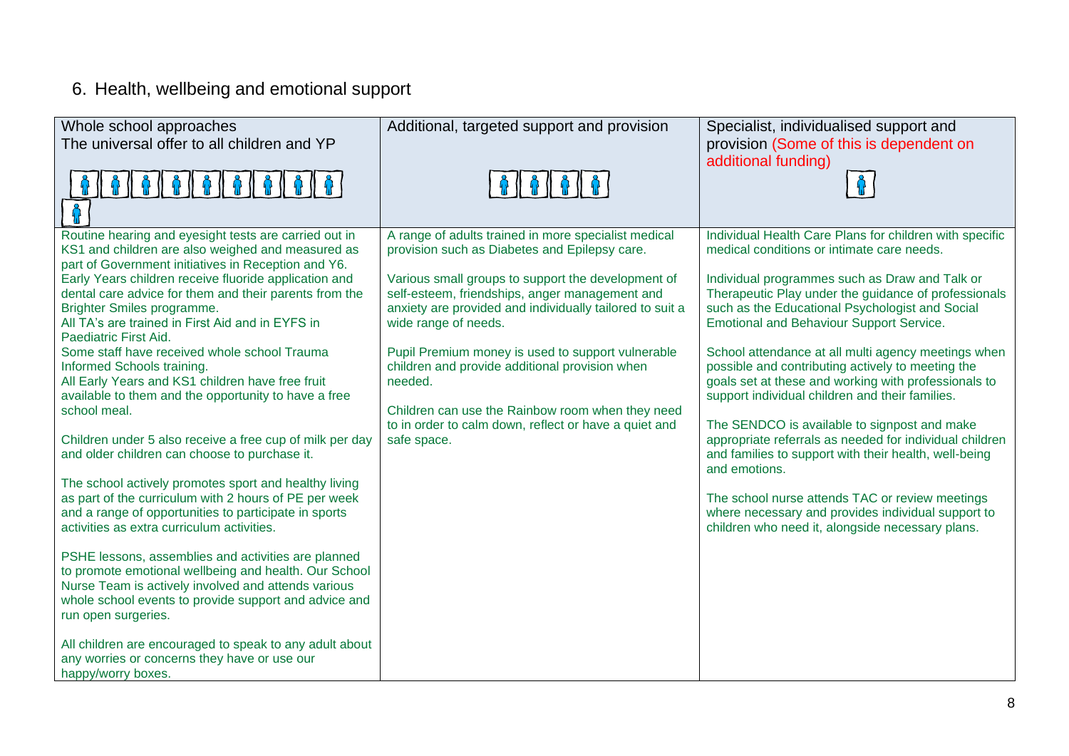## 6. Health, wellbeing and emotional support

| Whole school approaches<br>The universal offer to all children and YP | Additional, targeted support and provision | Specialist, individualised support and provision (Some of this is dependent on additional funding) |
|---|---|---|
| Routine hearing and eyesight tests are carried out in KS1 and children are also weighed and measured as part of Government initiatives in Reception and Y6.<br>Early Years children receive fluoride application and dental care advice for them and their parents from the Brighter Smiles programme.<br>All TA's are trained in First Aid and in EYFS in Paediatric First Aid.<br>Some staff have received whole school Trauma Informed Schools training.<br>All Early Years and KS1 children have free fruit available to them and the opportunity to have a free school meal.<br><br>Children under 5 also receive a free cup of milk per day and older children can choose to purchase it.<br><br>The school actively promotes sport and healthy living as part of the curriculum with 2 hours of PE per week and a range of opportunities to participate in sports activities as extra curriculum activities.<br><br>PSHE lessons, assemblies and activities are planned to promote emotional wellbeing and health. Our School Nurse Team is actively involved and attends various whole school events to provide support and advice and run open surgeries.<br><br>All children are encouraged to speak to any adult about any worries or concerns they have or use our happy/worry boxes. | A range of adults trained in more specialist medical provision such as Diabetes and Epilepsy care.<br><br>Various small groups to support the development of self-esteem, friendships, anger management and anxiety are provided and individually tailored to suit a wide range of needs.<br><br>Pupil Premium money is used to support vulnerable children and provide additional provision when needed.<br><br>Children can use the Rainbow room when they need to in order to calm down, reflect or have a quiet and safe space. | Individual Health Care Plans for children with specific medical conditions or intimate care needs.<br><br>Individual programmes such as Draw and Talk or Therapeutic Play under the guidance of professionals such as the Educational Psychologist and Social Emotional and Behaviour Support Service.<br><br>School attendance at all multi agency meetings when possible and contributing actively to meeting the goals set at these and working with professionals to support individual children and their families.<br><br>The SENDCO is available to signpost and make appropriate referrals as needed for individual children and families to support with their health, well-being and emotions.<br><br>The school nurse attends TAC or review meetings where necessary and provides individual support to children who need it, alongside necessary plans. |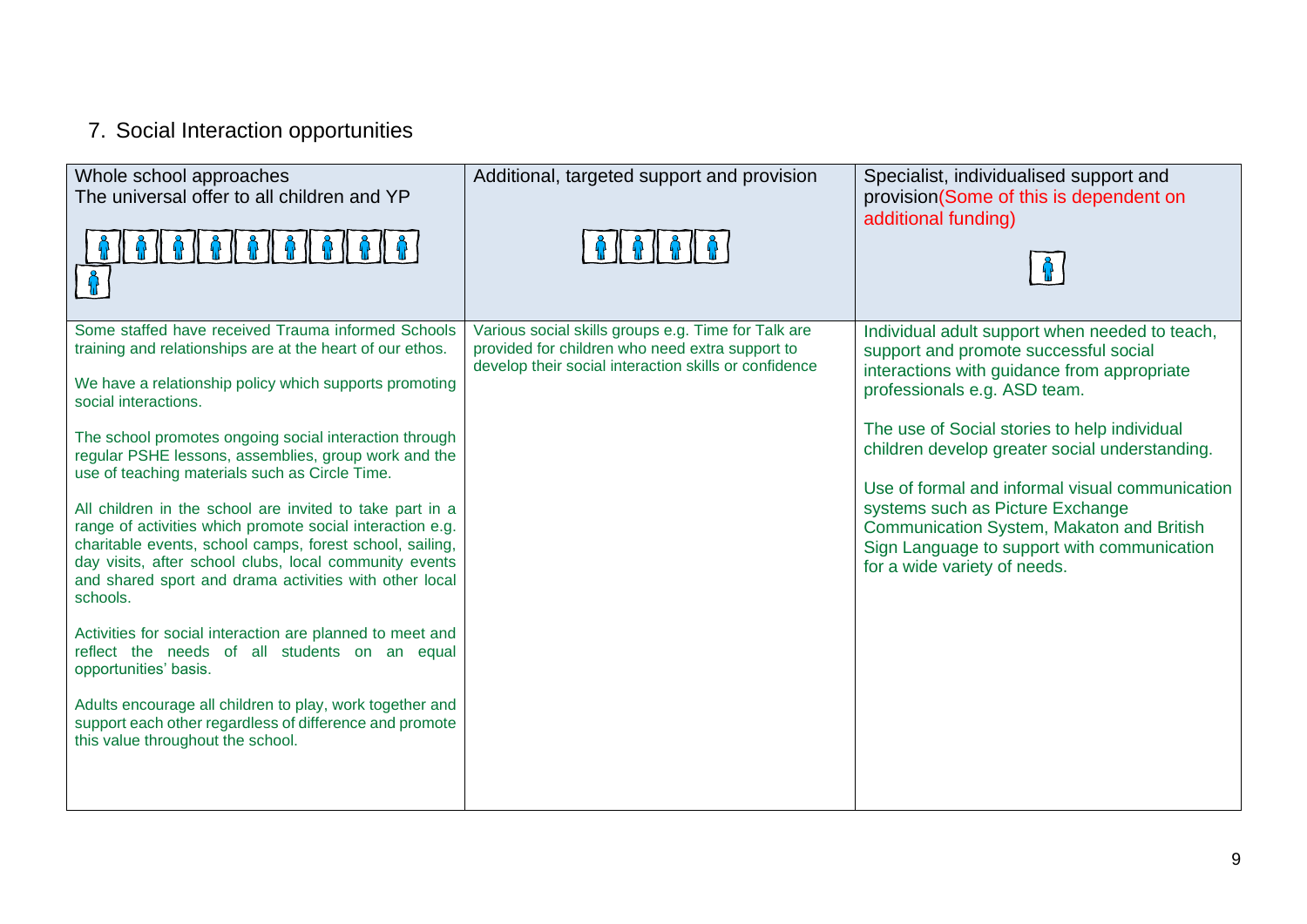## 7. Social Interaction opportunities

| Whole school approaches<br>The universal offer to all children and YP | Additional, targeted support and provision | Specialist, individualised support and provision(Some of this is dependent on additional funding) |
| --- | --- | --- |
| Some staffed have received Trauma informed Schools training and relationships are at the heart of our ethos.<br><br>We have a relationship policy which supports promoting social interactions.<br><br>The school promotes ongoing social interaction through regular PSHE lessons, assemblies, group work and the use of teaching materials such as Circle Time.<br><br>All children in the school are invited to take part in a range of activities which promote social interaction e.g. charitable events, school camps, forest school, sailing, day visits, after school clubs, local community events and shared sport and drama activities with other local schools.<br><br>Activities for social interaction are planned to meet and reflect the needs of all students on an equal opportunities' basis.<br><br>Adults encourage all children to play, work together and support each other regardless of difference and promote this value throughout the school. | Various social skills groups e.g. Time for Talk are provided for children who need extra support to develop their social interaction skills or confidence | Individual adult support when needed to teach, support and promote successful social interactions with guidance from appropriate professionals e.g. ASD team.<br><br>The use of Social stories to help individual children develop greater social understanding.<br><br>Use of formal and informal visual communication systems such as Picture Exchange Communication System, Makaton and British Sign Language to support with communication for a wide variety of needs. |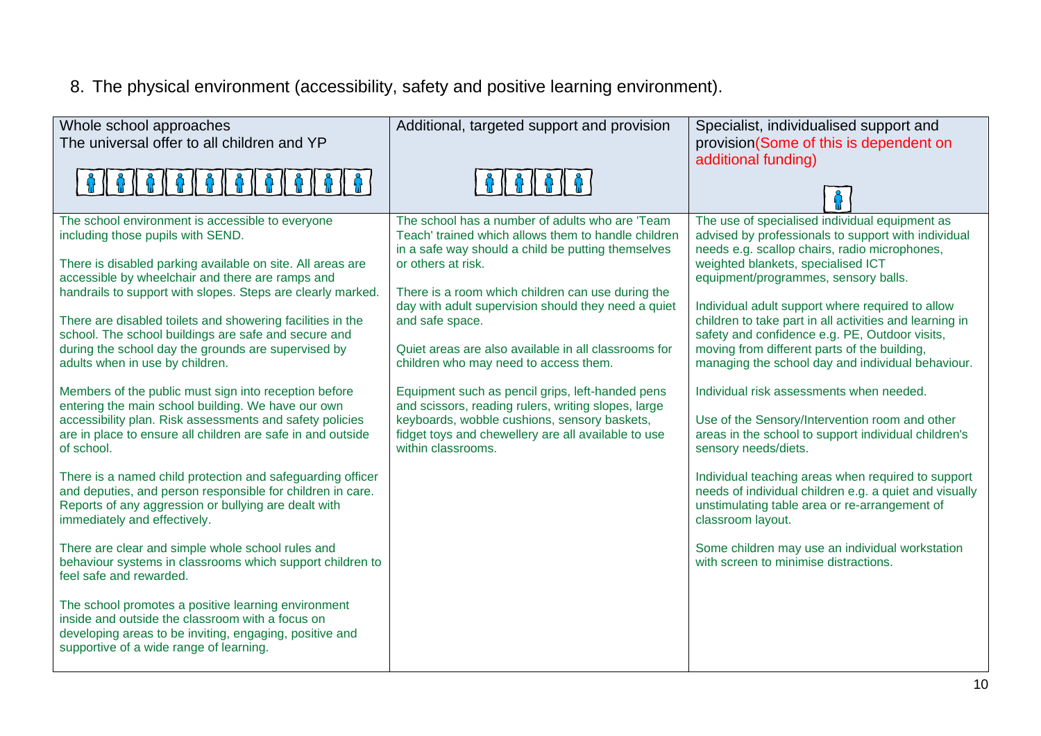## 8. The physical environment (accessibility, safety and positive learning environment).

| Whole school approaches<br>The universal offer to all children and YP | Additional, targeted support and provision | Specialist, individualised support and provision(Some of this is dependent on additional funding) |
|---|---|---|
| The school environment is accessible to everyone including those pupils with SEND.<br><br>There is disabled parking available on site. All areas are accessible by wheelchair and there are ramps and handrails to support with slopes. Steps are clearly marked.<br><br>There are disabled toilets and showering facilities in the school. The school buildings are safe and secure and during the school day the grounds are supervised by adults when in use by children.<br><br>Members of the public must sign into reception before entering the main school building. We have our own accessibility plan. Risk assessments and safety policies are in place to ensure all children are safe in and outside of school.<br><br>There is a named child protection and safeguarding officer and deputies, and person responsible for children in care. Reports of any aggression or bullying are dealt with immediately and effectively.<br><br>There are clear and simple whole school rules and behaviour systems in classrooms which support children to feel safe and rewarded.<br><br>The school promotes a positive learning environment inside and outside the classroom with a focus on developing areas to be inviting, engaging, positive and supportive of a wide range of learning. | The school has a number of adults who are 'Team Teach' trained which allows them to handle children in a safe way should a child be putting themselves or others at risk.<br><br>There is a room which children can use during the day with adult supervision should they need a quiet and safe space.<br><br>Quiet areas are also available in all classrooms for children who may need to access them.<br><br>Equipment such as pencil grips, left-handed pens and scissors, reading rulers, writing slopes, large keyboards, wobble cushions, sensory baskets, fidget toys and chewellery are all available to use within classrooms. | The use of specialised individual equipment as advised by professionals to support with individual needs e.g. scallop chairs, radio microphones, weighted blankets, specialised ICT equipment/programmes, sensory balls.<br><br>Individual adult support where required to allow children to take part in all activities and learning in safety and confidence e.g. PE, Outdoor visits, moving from different parts of the building, managing the school day and individual behaviour.<br><br>Individual risk assessments when needed.<br><br>Use of the Sensory/Intervention room and other areas in the school to support individual children's sensory needs/diets.<br><br>Individual teaching areas when required to support needs of individual children e.g. a quiet and visually unstimulating table area or re-arrangement of classroom layout.<br><br>Some children may use an individual workstation with screen to minimise distractions. |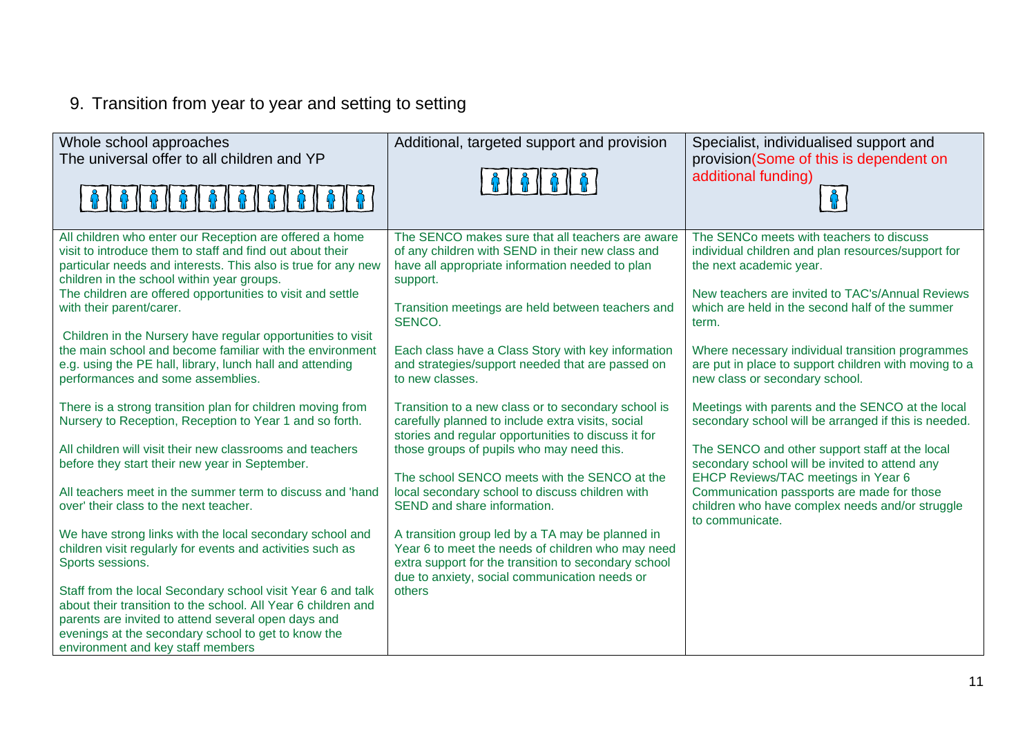## 9. Transition from year to year and setting to setting

| Whole school approaches<br>The universal offer to all children and YP | Additional, targeted support and provision | Specialist, individualised support and provision(Some of this is dependent on additional funding) |
|---|---|---|
| All children who enter our Reception are offered a home visit to introduce them to staff and find out about their particular needs and interests. This also is true for any new children in the school within year groups.<br>The children are offered opportunities to visit and settle with their parent/carer.<br><br>Children in the Nursery have regular opportunities to visit the main school and become familiar with the environment e.g. using the PE hall, library, lunch hall and attending performances and some assemblies.<br><br>There is a strong transition plan for children moving from Nursery to Reception, Reception to Year 1 and so forth.<br><br>All children will visit their new classrooms and teachers before they start their new year in September.<br><br>All teachers meet in the summer term to discuss and 'hand over' their class to the next teacher.<br><br>We have strong links with the local secondary school and children visit regularly for events and activities such as Sports sessions.<br><br>Staff from the local Secondary school visit Year 6 and talk about their transition to the school. All Year 6 children and parents are invited to attend several open days and evenings at the secondary school to get to know the environment and key staff members | The SENCO makes sure that all teachers are aware of any children with SEND in their new class and have all appropriate information needed to plan support.<br><br>Transition meetings are held between teachers and SENCO.<br><br>Each class have a Class Story with key information and strategies/support needed that are passed on to new classes.<br><br>Transition to a new class or to secondary school is carefully planned to include extra visits, social stories and regular opportunities to discuss it for those groups of pupils who may need this.<br><br>The school SENCO meets with the SENCO at the local secondary school to discuss children with SEND and share information.<br><br>A transition group led by a TA may be planned in Year 6 to meet the needs of children who may need extra support for the transition to secondary school due to anxiety, social communication needs or others | The SENCo meets with teachers to discuss individual children and plan resources/support for the next academic year.<br><br>New teachers are invited to TAC's/Annual Reviews which are held in the second half of the summer term.<br><br>Where necessary individual transition programmes are put in place to support children with moving to a new class or secondary school.<br><br>Meetings with parents and the SENCO at the local secondary school will be arranged if this is needed.<br><br>The SENCO and other support staff at the local secondary school will be invited to attend any EHCP Reviews/TAC meetings in Year 6<br>Communication passports are made for those children who have complex needs and/or struggle to communicate. |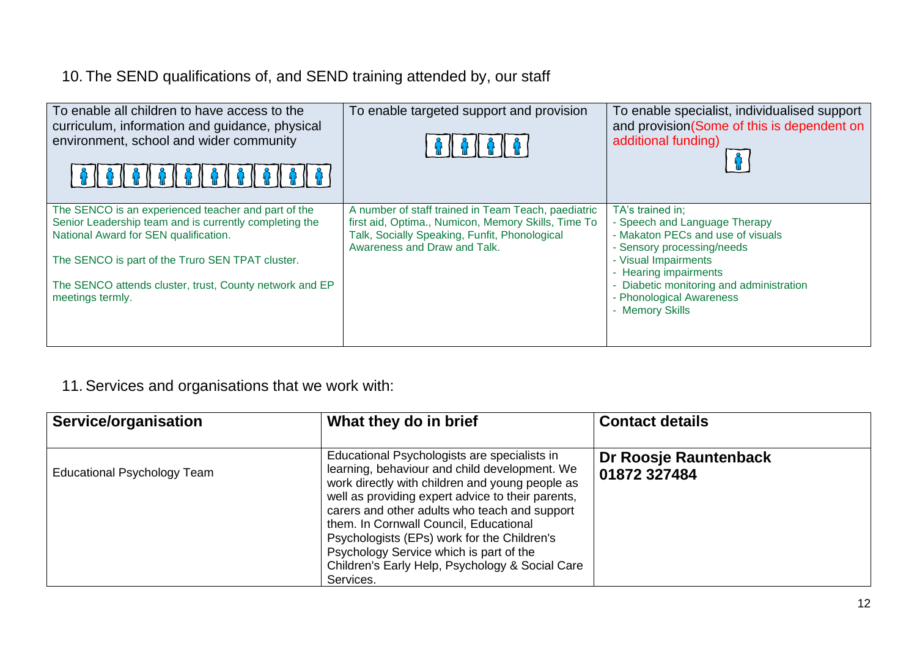## 10. The SEND qualifications of, and SEND training attended by, our staff

| To enable all children to have access to the curriculum, information and guidance, physical environment, school and wider community | To enable targeted support and provision | To enable specialist, individualised support and provision(Some of this is dependent on additional funding) |
|---|---|---|
| The SENCO is an experienced teacher and part of the Senior Leadership team and is currently completing the National Award for SEN qualification.<br><br>The SENCO is part of the Truro SEN TPAT cluster.<br><br>The SENCO attends cluster, trust, County network and EP meetings termly. | A number of staff trained in Team Teach, paediatric first aid, Optima., Numicon, Memory Skills, Time To Talk, Socially Speaking, Funfit, Phonological Awareness and Draw and Talk. | TA's trained in;<br>- Speech and Language Therapy<br>- Makaton PECs and use of visuals<br>- Sensory processing/needs<br>- Visual Impairments<br>- Hearing impairments<br>- Diabetic monitoring and administration<br>- Phonological Awareness<br>- Memory Skills |

## 11. Services and organisations that we work with:

| Service/organisation | What they do in brief | Contact details |
|---|---|---|
| Educational Psychology Team | Educational Psychologists are specialists in learning, behaviour and child development. We work directly with children and young people as well as providing expert advice to their parents, carers and other adults who teach and support them. In Cornwall Council, Educational Psychologists (EPs) work for the Children's Psychology Service which is part of the Children's Early Help, Psychology & Social Care Services. | **Dr Roosje Rauntenback**<br>**01872 327484** |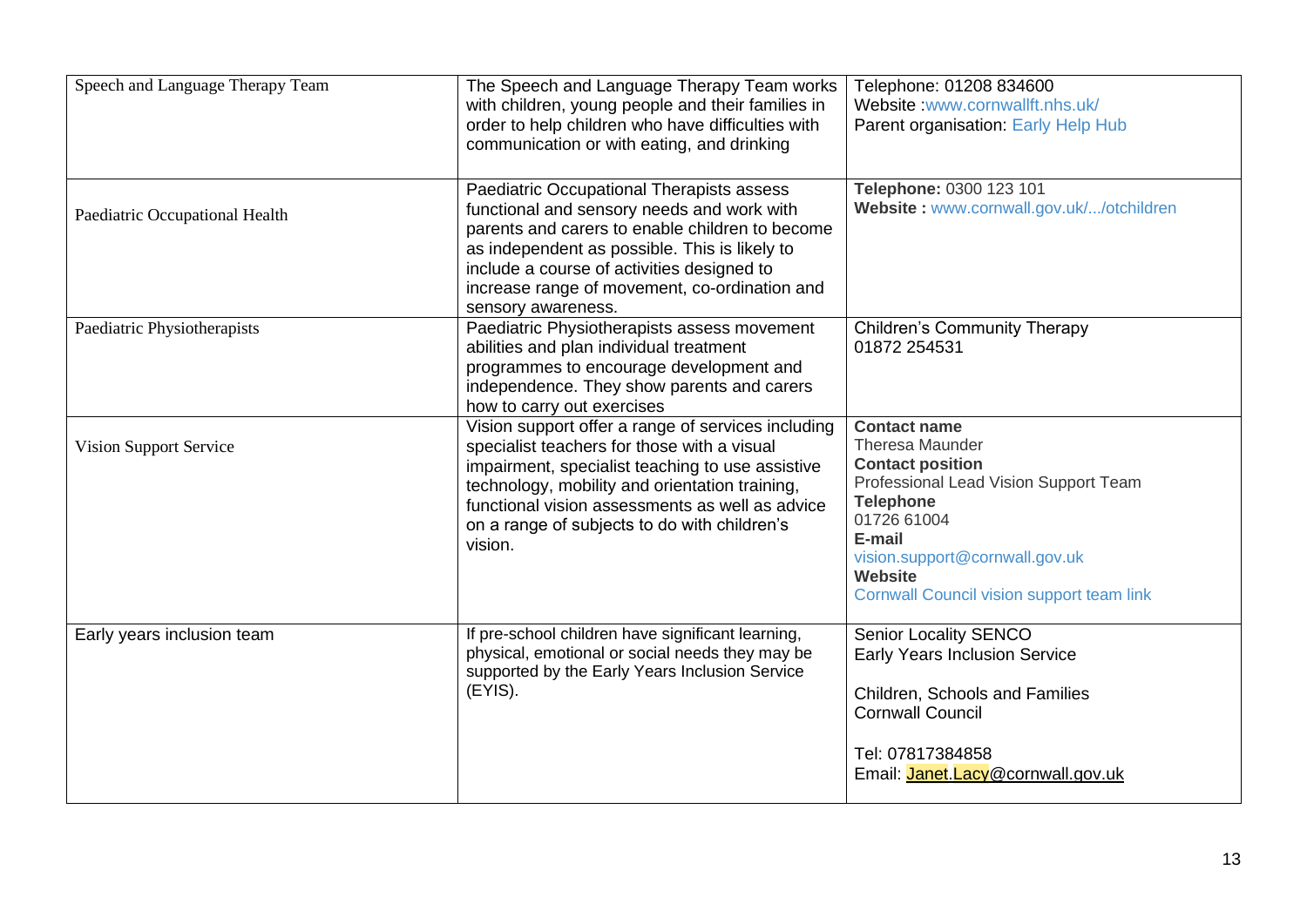| | | |
|---|---|---|
| Speech and Language Therapy Team | The Speech and Language Therapy Team works with children, young people and their families in order to help children who have difficulties with communication or with eating, and drinking | Telephone: 01208 834600<br>Website :www.cornwallft.nhs.uk/<br>Parent organisation: Early Help Hub |
| Paediatric Occupational Health | Paediatric Occupational Therapists assess functional and sensory needs and work with parents and carers to enable children to become as independent as possible. This is likely to include a course of activities designed to increase range of movement, co-ordination and sensory awareness. | **Telephone:** 0300 123 101<br>**Website :** www.cornwall.gov.uk/.../otchildren |
| Paediatric Physiotherapists | Paediatric Physiotherapists assess movement abilities and plan individual treatment programmes to encourage development and independence. They show parents and carers how to carry out exercises | Children's Community Therapy<br>01872 254531 |
| Vision Support Service | Vision support offer a range of services including specialist teachers for those with a visual impairment, specialist teaching to use assistive technology, mobility and orientation training, functional vision assessments as well as advice on a range of subjects to do with children's vision. | **Contact name**<br>Theresa Maunder<br>**Contact position**<br>Professional Lead Vision Support Team<br>**Telephone**<br>01726 61004<br>**E-mail**<br>vision.support@cornwall.gov.uk<br>**Website**<br>Cornwall Council vision support team link |
| Early years inclusion team | If pre-school children have significant learning, physical, emotional or social needs they may be supported by the Early Years Inclusion Service (EYIS). | Senior Locality SENCO<br>Early Years Inclusion Service<br><br>Children, Schools and Families<br>Cornwall Council<br><br>Tel: 07817384858<br>Email: Janet.Lacy@cornwall.gov.uk |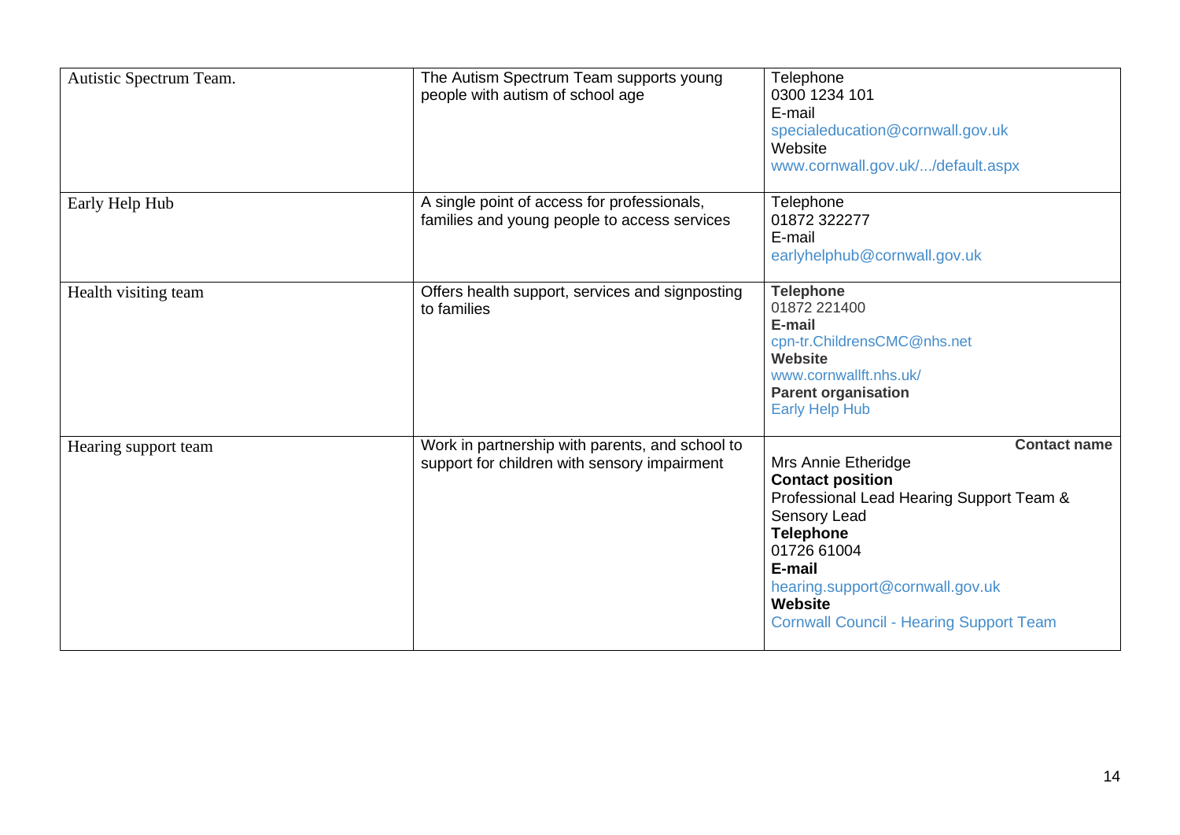| Autistic Spectrum Team. | The Autism Spectrum Team supports young people with autism of school age | Telephone<br>0300 1234 101<br>E-mail<br>specialeducation@cornwall.gov.uk<br>Website<br>www.cornwall.gov.uk/.../default.aspx |
|---|---|---|
| Early Help Hub | A single point of access for professionals, families and young people to access services | Telephone<br>01872 322277<br>E-mail<br>earlyhelphub@cornwall.gov.uk |
| Health visiting team | Offers health support, services and signposting to families | **Telephone**<br>01872 221400<br>**E-mail**<br>cpn-tr.ChildrensCMC@nhs.net<br>**Website**<br>www.cornwallft.nhs.uk/<br>**Parent organisation**<br>Early Help Hub |
| Hearing support team | Work in partnership with parents, and school to support for children with sensory impairment | **Contact name**<br>Mrs Annie Etheridge<br>**Contact position**<br>Professional Lead Hearing Support Team & Sensory Lead<br>**Telephone**<br>01726 61004<br>**E-mail**<br>hearing.support@cornwall.gov.uk<br>**Website**<br>Cornwall Council - Hearing Support Team |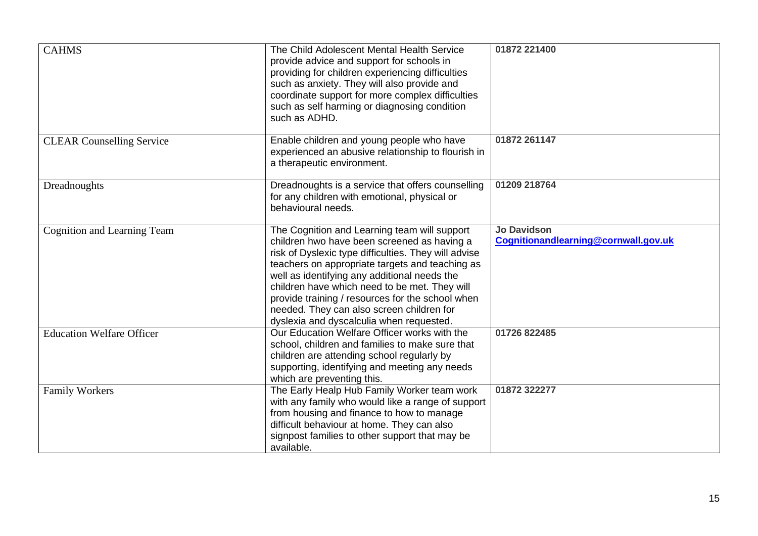| | | |
|---|---|---|
| CAHMS | The Child Adolescent Mental Health Service provide advice and support for schools in providing for children experiencing difficulties such as anxiety. They will also provide and coordinate support for more complex difficulties such as self harming or diagnosing condition such as ADHD. | **01872 221400** |
| CLEAR Counselling Service | Enable children and young people who have experienced an abusive relationship to flourish in a therapeutic environment. | **01872 261147** |
| Dreadnoughts | Dreadnoughts is a service that offers counselling for any children with emotional, physical or behavioural needs. | **01209 218764** |
| Cognition and Learning Team | The Cognition and Learning team will support children hwo have been screened as having a risk of Dyslexic type difficulties. They will advise teachers on appropriate targets and teaching as well as identifying any additional needs the children have which need to be met. They will provide training / resources for the school when needed. They can also screen children for dyslexia and dyscalculia when requested. | **Jo Davidson** **Cognitionandlearning@cornwall.gov.uk** |
| Education Welfare Officer | Our Education Welfare Officer works with the school, children and families to make sure that children are attending school regularly by supporting, identifying and meeting any needs which are preventing this. | **01726 822485** |
| Family Workers | The Early Healp Hub Family Worker team work with any family who would like a range of support from housing and finance to how to manage difficult behaviour at home. They can also signpost families to other support that may be available. | **01872 322277** |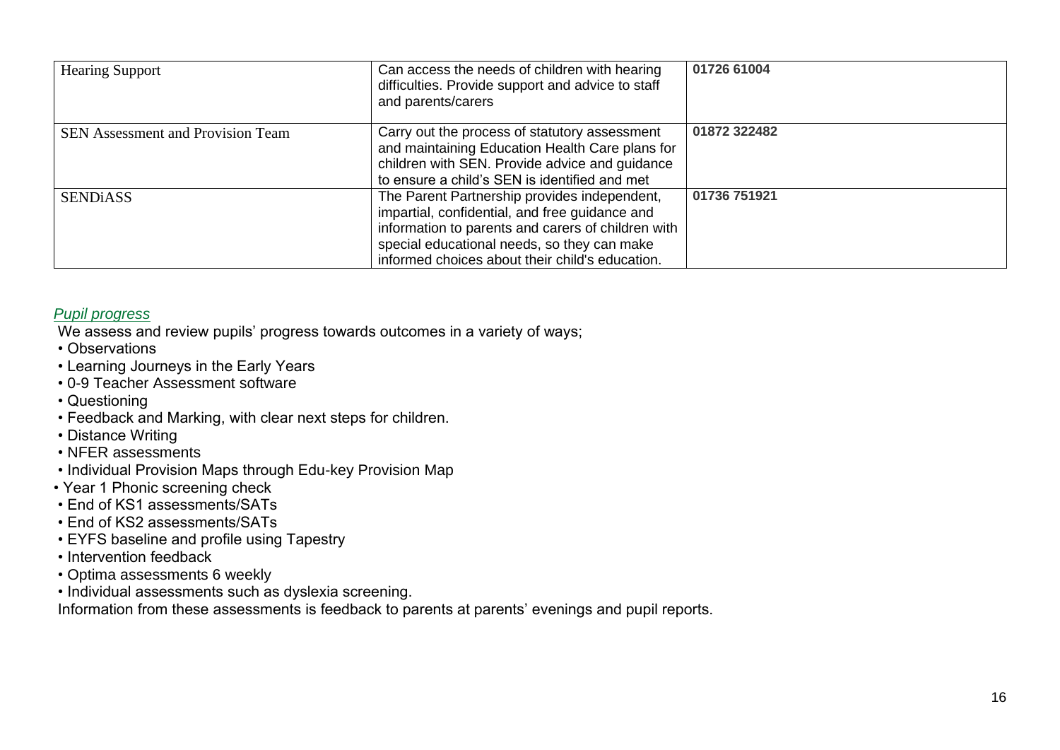| Hearing Support | Can access the needs of children with hearing difficulties. Provide support and advice to staff and parents/carers | **01726 61004** |
|---|---|---|
| SEN Assessment and Provision Team | Carry out the process of statutory assessment and maintaining Education Health Care plans for children with SEN. Provide advice and guidance to ensure a child's SEN is identified and met | **01872 322482** |
| SENDiASS | The Parent Partnership provides independent, impartial, confidential, and free guidance and information to parents and carers of children with special educational needs, so they can make informed choices about their child's education. | **01736 751921** |

*Pupil progress*

We assess and review pupils' progress towards outcomes in a variety of ways;

- Observations
- Learning Journeys in the Early Years
- 0-9 Teacher Assessment software
- Questioning
- Feedback and Marking, with clear next steps for children.
- Distance Writing
- NFER assessments
- Individual Provision Maps through Edu-key Provision Map
- Year 1 Phonic screening check
- End of KS1 assessments/SATs
- End of KS2 assessments/SATs
- EYFS baseline and profile using Tapestry
- Intervention feedback
- Optima assessments 6 weekly
- Individual assessments such as dyslexia screening.

Information from these assessments is feedback to parents at parents' evenings and pupil reports.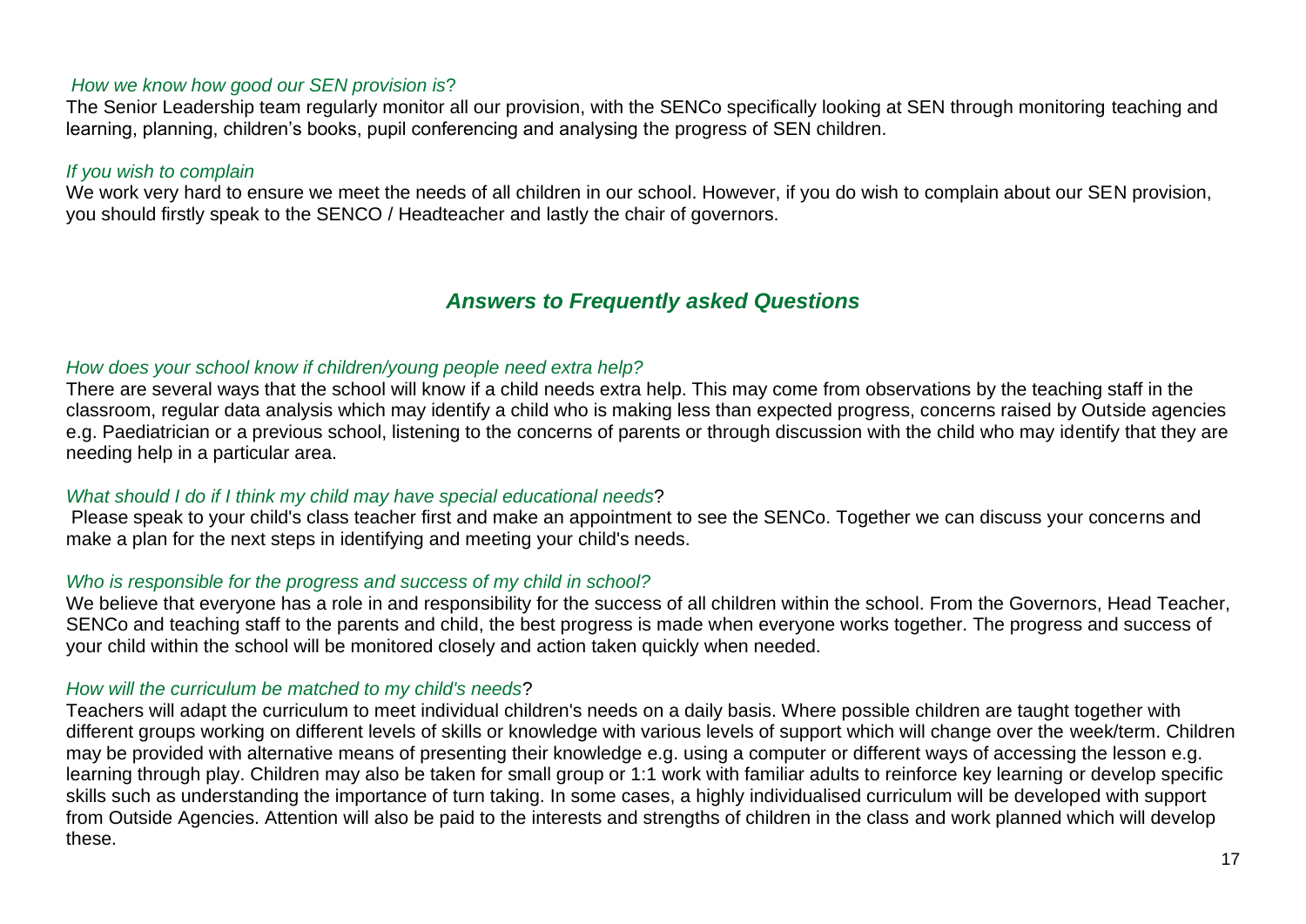*How we know how good our SEN provision is?*

The Senior Leadership team regularly monitor all our provision, with the SENCo specifically looking at SEN through monitoring teaching and learning, planning, children's books, pupil conferencing and analysing the progress of SEN children.

*If you wish to complain*

We work very hard to ensure we meet the needs of all children in our school. However, if you do wish to complain about our SEN provision, you should firstly speak to the SENCO / Headteacher and lastly the chair of governors.

## ***Answers to Frequently asked Questions***

*How does your school know if children/young people need extra help?*

There are several ways that the school will know if a child needs extra help. This may come from observations by the teaching staff in the classroom, regular data analysis which may identify a child who is making less than expected progress, concerns raised by Outside agencies e.g. Paediatrician or a previous school, listening to the concerns of parents or through discussion with the child who may identify that they are needing help in a particular area.

*What should I do if I think my child may have special educational needs*?

Please speak to your child's class teacher first and make an appointment to see the SENCo. Together we can discuss your concerns and make a plan for the next steps in identifying and meeting your child's needs.

*Who is responsible for the progress and success of my child in school?*

We believe that everyone has a role in and responsibility for the success of all children within the school. From the Governors, Head Teacher, SENCo and teaching staff to the parents and child, the best progress is made when everyone works together. The progress and success of your child within the school will be monitored closely and action taken quickly when needed.

*How will the curriculum be matched to my child's needs*?

Teachers will adapt the curriculum to meet individual children's needs on a daily basis. Where possible children are taught together with different groups working on different levels of skills or knowledge with various levels of support which will change over the week/term. Children may be provided with alternative means of presenting their knowledge e.g. using a computer or different ways of accessing the lesson e.g. learning through play. Children may also be taken for small group or 1:1 work with familiar adults to reinforce key learning or develop specific skills such as understanding the importance of turn taking. In some cases, a highly individualised curriculum will be developed with support from Outside Agencies. Attention will also be paid to the interests and strengths of children in the class and work planned which will develop these.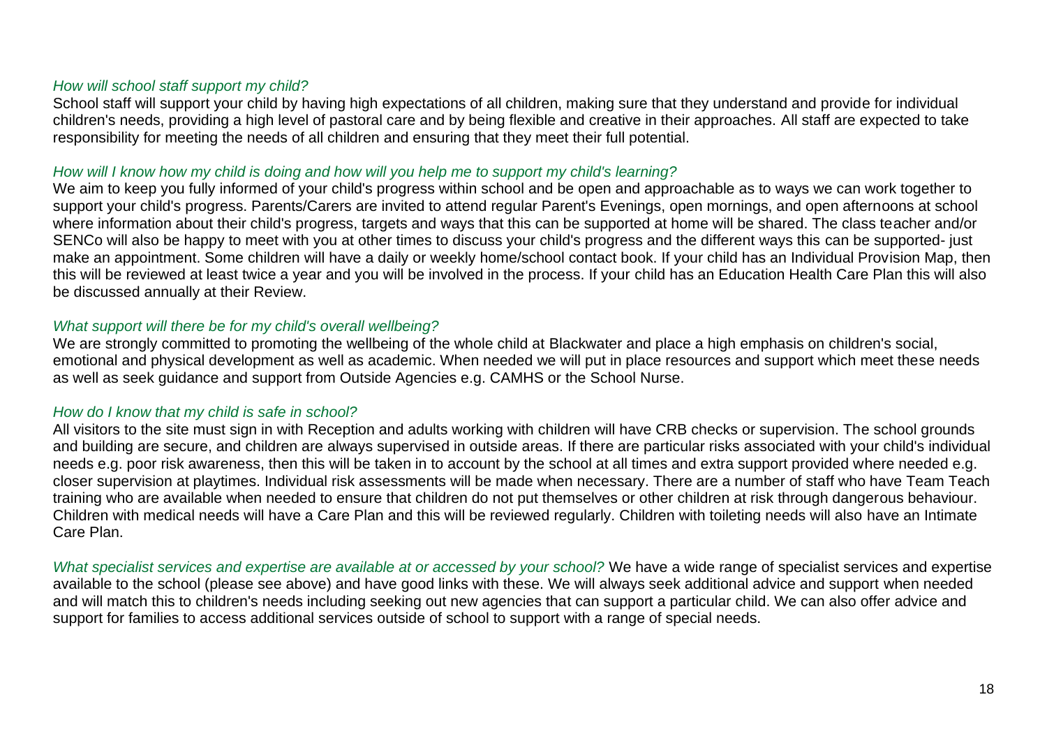*How will school staff support my child?*

School staff will support your child by having high expectations of all children, making sure that they understand and provide for individual children's needs, providing a high level of pastoral care and by being flexible and creative in their approaches. All staff are expected to take responsibility for meeting the needs of all children and ensuring that they meet their full potential.

*How will I know how my child is doing and how will you help me to support my child's learning?*

We aim to keep you fully informed of your child's progress within school and be open and approachable as to ways we can work together to support your child's progress. Parents/Carers are invited to attend regular Parent's Evenings, open mornings, and open afternoons at school where information about their child's progress, targets and ways that this can be supported at home will be shared. The class teacher and/or SENCo will also be happy to meet with you at other times to discuss your child's progress and the different ways this can be supported- just make an appointment. Some children will have a daily or weekly home/school contact book. If your child has an Individual Provision Map, then this will be reviewed at least twice a year and you will be involved in the process. If your child has an Education Health Care Plan this will also be discussed annually at their Review.

*What support will there be for my child's overall wellbeing?*

We are strongly committed to promoting the wellbeing of the whole child at Blackwater and place a high emphasis on children's social, emotional and physical development as well as academic. When needed we will put in place resources and support which meet these needs as well as seek guidance and support from Outside Agencies e.g. CAMHS or the School Nurse.

*How do I know that my child is safe in school?*

All visitors to the site must sign in with Reception and adults working with children will have CRB checks or supervision. The school grounds and building are secure, and children are always supervised in outside areas. If there are particular risks associated with your child's individual needs e.g. poor risk awareness, then this will be taken in to account by the school at all times and extra support provided where needed e.g. closer supervision at playtimes. Individual risk assessments will be made when necessary. There are a number of staff who have Team Teach training who are available when needed to ensure that children do not put themselves or other children at risk through dangerous behaviour. Children with medical needs will have a Care Plan and this will be reviewed regularly. Children with toileting needs will also have an Intimate Care Plan.

*What specialist services and expertise are available at or accessed by your school?* We have a wide range of specialist services and expertise available to the school (please see above) and have good links with these. We will always seek additional advice and support when needed and will match this to children's needs including seeking out new agencies that can support a particular child. We can also offer advice and support for families to access additional services outside of school to support with a range of special needs.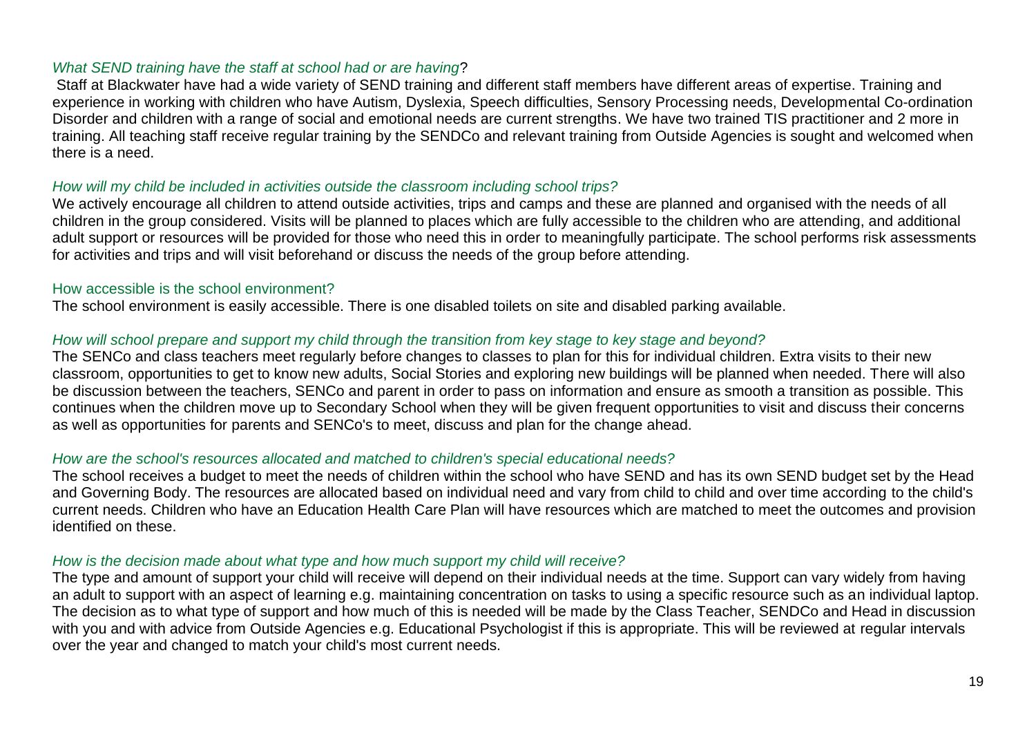### *What SEND training have the staff at school had or are having*?

Staff at Blackwater have had a wide variety of SEND training and different staff members have different areas of expertise. Training and experience in working with children who have Autism, Dyslexia, Speech difficulties, Sensory Processing needs, Developmental Co-ordination Disorder and children with a range of social and emotional needs are current strengths. We have two trained TIS practitioner and 2 more in training. All teaching staff receive regular training by the SENDCo and relevant training from Outside Agencies is sought and welcomed when there is a need.

### *How will my child be included in activities outside the classroom including school trips?*

We actively encourage all children to attend outside activities, trips and camps and these are planned and organised with the needs of all children in the group considered. Visits will be planned to places which are fully accessible to the children who are attending, and additional adult support or resources will be provided for those who need this in order to meaningfully participate. The school performs risk assessments for activities and trips and will visit beforehand or discuss the needs of the group before attending.

### How accessible is the school environment?

The school environment is easily accessible. There is one disabled toilets on site and disabled parking available.

### *How will school prepare and support my child through the transition from key stage to key stage and beyond?*

The SENCo and class teachers meet regularly before changes to classes to plan for this for individual children. Extra visits to their new classroom, opportunities to get to know new adults, Social Stories and exploring new buildings will be planned when needed. There will also be discussion between the teachers, SENCo and parent in order to pass on information and ensure as smooth a transition as possible. This continues when the children move up to Secondary School when they will be given frequent opportunities to visit and discuss their concerns as well as opportunities for parents and SENCo's to meet, discuss and plan for the change ahead.

### *How are the school's resources allocated and matched to children's special educational needs?*

The school receives a budget to meet the needs of children within the school who have SEND and has its own SEND budget set by the Head and Governing Body. The resources are allocated based on individual need and vary from child to child and over time according to the child's current needs. Children who have an Education Health Care Plan will have resources which are matched to meet the outcomes and provision identified on these.

### *How is the decision made about what type and how much support my child will receive?*

The type and amount of support your child will receive will depend on their individual needs at the time. Support can vary widely from having an adult to support with an aspect of learning e.g. maintaining concentration on tasks to using a specific resource such as an individual laptop. The decision as to what type of support and how much of this is needed will be made by the Class Teacher, SENDCo and Head in discussion with you and with advice from Outside Agencies e.g. Educational Psychologist if this is appropriate. This will be reviewed at regular intervals over the year and changed to match your child's most current needs.